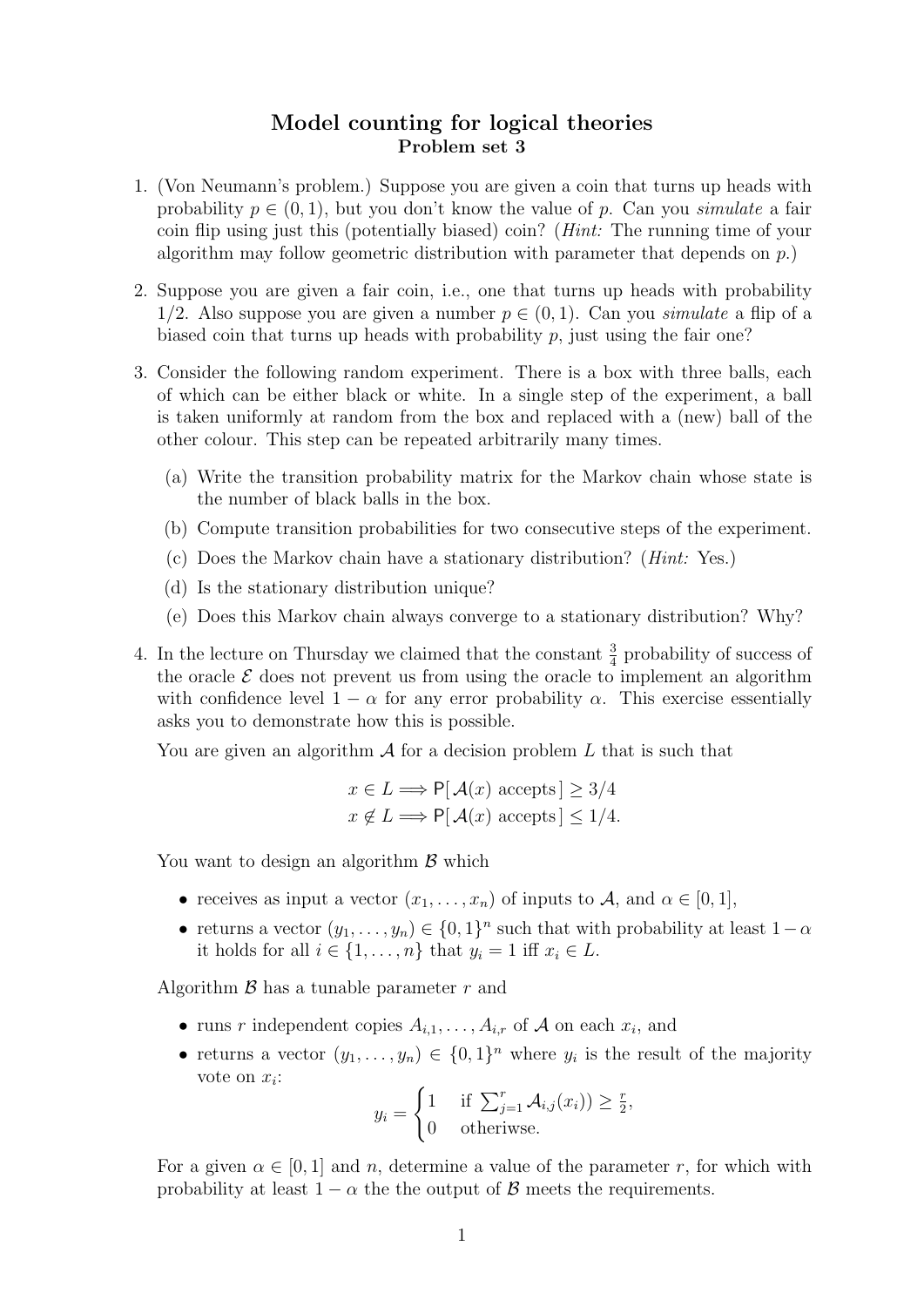# Model counting for logical theories

## Problem set 3

1. (Von Neumann's problem.) Suppose you are given a coin that turns up heads with probability $p \in (0, 1)$, but you don't know the value of $p$. Can you *simulate* a fair coin flip using just this (potentially biased) coin? (*Hint:* The running time of your algorithm may follow geometric distribution with parameter that depends on $p$.)

2. Suppose you are given a fair coin, i.e., one that turns up heads with probability $1/2$. Also suppose you are given a number $p \in (0, 1)$. Can you *simulate* a flip of a biased coin that turns up heads with probability $p$, just using the fair one?

3. Consider the following random experiment. There is a box with three balls, each of which can be either black or white. In a single step of the experiment, a ball is taken uniformly at random from the box and replaced with a (new) ball of the other colour. This step can be repeated arbitrarily many times.

   (a) Write the transition probability matrix for the Markov chain whose state is the number of black balls in the box.

   (b) Compute transition probabilities for two consecutive steps of the experiment.

   (c) Does the Markov chain have a stationary distribution? (*Hint:* Yes.)

   (d) Is the stationary distribution unique?

   (e) Does this Markov chain always converge to a stationary distribution? Why?

4. In the lecture on Thursday we claimed that the constant $\frac{3}{4}$ probability of success of the oracle $\mathcal{E}$ does not prevent us from using the oracle to implement an algorithm with confidence level $1 - \alpha$ for any error probability $\alpha$. This exercise essentially asks you to demonstrate how this is possible.

   You are given an algorithm $\mathcal{A}$ for a decision problem $L$ that is such that

   $$x \in L \Longrightarrow \mathsf{P}[\,\mathcal{A}(x) \text{ accepts}\,] \geq 3/4$$
   $$x \notin L \Longrightarrow \mathsf{P}[\,\mathcal{A}(x) \text{ accepts}\,] \leq 1/4.$$

   You want to design an algorithm $\mathcal{B}$ which

   - receives as input a vector $(x_1, \ldots, x_n)$ of inputs to $\mathcal{A}$, and $\alpha \in [0, 1]$,
   - returns a vector $(y_1, \ldots, y_n) \in \{0, 1\}^n$ such that with probability at least $1 - \alpha$ it holds for all $i \in \{1, \ldots, n\}$ that $y_i = 1$ iff $x_i \in L$.

   Algorithm $\mathcal{B}$ has a tunable parameter $r$ and

   - runs $r$ independent copies $A_{i,1}, \ldots, A_{i,r}$ of $\mathcal{A}$ on each $x_i$, and
   - returns a vector $(y_1, \ldots, y_n) \in \{0, 1\}^n$ where $y_i$ is the result of the majority vote on $x_i$:

   $$y_i = \begin{cases} 1 & \text{if } \sum_{j=1}^{r} \mathcal{A}_{i,j}(x_i)) \geq \frac{r}{2}, \\ 0 & \text{otheriwse.} \end{cases}$$

   For a given $\alpha \in [0, 1]$ and $n$, determine a value of the parameter $r$, for which with probability at least $1 - \alpha$ the the output of $\mathcal{B}$ meets the requirements.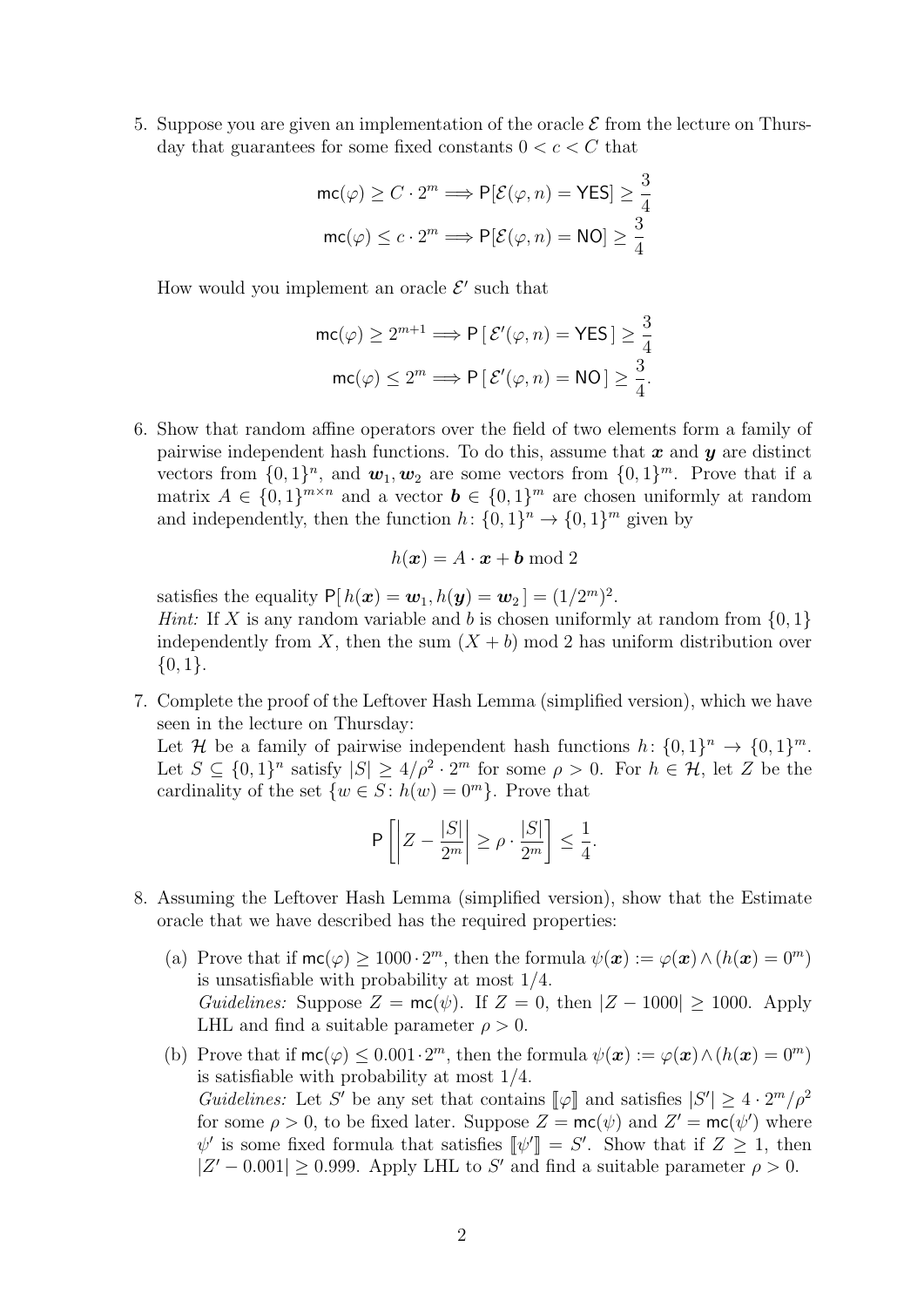5. Suppose you are given an implementation of the oracle $\mathcal{E}$ from the lecture on Thursday that guarantees for some fixed constants $0 < c < C$ that

$$\mathsf{mc}(\varphi) \geq C \cdot 2^m \Longrightarrow \mathsf{P}[\mathcal{E}(\varphi, n) = \mathsf{YES}] \geq \frac{3}{4}$$
$$\mathsf{mc}(\varphi) \leq c \cdot 2^m \Longrightarrow \mathsf{P}[\mathcal{E}(\varphi, n) = \mathsf{NO}] \geq \frac{3}{4}$$

How would you implement an oracle $\mathcal{E}'$ such that

$$\mathsf{mc}(\varphi) \geq 2^{m+1} \Longrightarrow \mathsf{P}\left[\, \mathcal{E}'(\varphi, n) = \mathsf{YES} \,\right] \geq \frac{3}{4}$$
$$\mathsf{mc}(\varphi) \leq 2^m \Longrightarrow \mathsf{P}\left[\, \mathcal{E}'(\varphi, n) = \mathsf{NO} \,\right] \geq \frac{3}{4}.$$

6. Show that random affine operators over the field of two elements form a family of pairwise independent hash functions. To do this, assume that $\boldsymbol{x}$ and $\boldsymbol{y}$ are distinct vectors from $\{0,1\}^n$, and $\boldsymbol{w}_1, \boldsymbol{w}_2$ are some vectors from $\{0,1\}^m$. Prove that if a matrix $A \in \{0,1\}^{m \times n}$ and a vector $\boldsymbol{b} \in \{0,1\}^m$ are chosen uniformly at random and independently, then the function $h \colon \{0,1\}^n \to \{0,1\}^m$ given by

$$h(\boldsymbol{x}) = A \cdot \boldsymbol{x} + \boldsymbol{b} \bmod 2$$

satisfies the equality $\mathsf{P}[\, h(\boldsymbol{x}) = \boldsymbol{w}_1, h(\boldsymbol{y}) = \boldsymbol{w}_2 \,] = (1/2^m)^2$.
*Hint:* If $X$ is any random variable and $b$ is chosen uniformly at random from $\{0,1\}$ independently from $X$, then the sum $(X + b) \bmod 2$ has uniform distribution over $\{0,1\}$.

7. Complete the proof of the Leftover Hash Lemma (simplified version), which we have seen in the lecture on Thursday:
Let $\mathcal{H}$ be a family of pairwise independent hash functions $h \colon \{0,1\}^n \to \{0,1\}^m$. Let $S \subseteq \{0,1\}^n$ satisfy $|S| \geq 4/\rho^2 \cdot 2^m$ for some $\rho > 0$. For $h \in \mathcal{H}$, let $Z$ be the cardinality of the set $\{w \in S \colon h(w) = 0^m\}$. Prove that

$$\mathsf{P}\left[\left| Z - \frac{|S|}{2^m} \right| \geq \rho \cdot \frac{|S|}{2^m}\right] \leq \frac{1}{4}.$$

8. Assuming the Leftover Hash Lemma (simplified version), show that the Estimate oracle that we have described has the required properties:

   (a) Prove that if $\mathsf{mc}(\varphi) \geq 1000 \cdot 2^m$, then the formula $\psi(\boldsymbol{x}) := \varphi(\boldsymbol{x}) \wedge (h(\boldsymbol{x}) = 0^m)$ is unsatisfiable with probability at most $1/4$.
   *Guidelines:* Suppose $Z = \mathsf{mc}(\psi)$. If $Z = 0$, then $|Z - 1000| \geq 1000$. Apply LHL and find a suitable parameter $\rho > 0$.

   (b) Prove that if $\mathsf{mc}(\varphi) \leq 0.001 \cdot 2^m$, then the formula $\psi(\boldsymbol{x}) := \varphi(\boldsymbol{x}) \wedge (h(\boldsymbol{x}) = 0^m)$ is satisfiable with probability at most $1/4$.
   *Guidelines:* Let $S'$ be any set that contains $[\![\varphi]\!]$ and satisfies $|S'| \geq 4 \cdot 2^m/\rho^2$ for some $\rho > 0$, to be fixed later. Suppose $Z = \mathsf{mc}(\psi)$ and $Z' = \mathsf{mc}(\psi')$ where $\psi'$ is some fixed formula that satisfies $[\![\psi']\!] = S'$. Show that if $Z \geq 1$, then $|Z' - 0.001| \geq 0.999$. Apply LHL to $S'$ and find a suitable parameter $\rho > 0$.